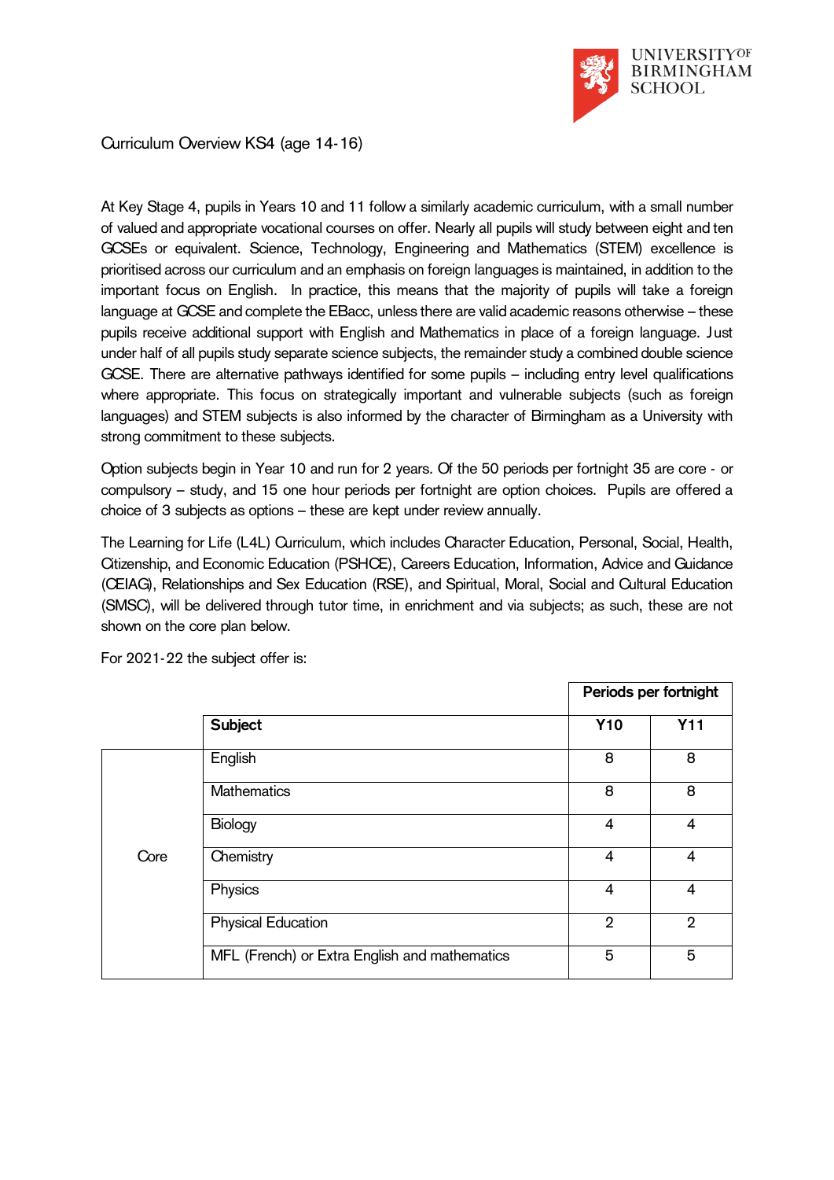UNIVERSITY OF BIRMINGHAM SCHOOL

# Curriculum Overview KS4 (age 14-16)

At Key Stage 4, pupils in Years 10 and 11 follow a similarly academic curriculum, with a small number of valued and appropriate vocational courses on offer. Nearly all pupils will study between eight and ten GCSEs or equivalent. Science, Technology, Engineering and Mathematics (STEM) excellence is prioritised across our curriculum and an emphasis on foreign languages is maintained, in addition to the important focus on English. In practice, this means that the majority of pupils will take a foreign language at GCSE and complete the EBacc, unless there are valid academic reasons otherwise – these pupils receive additional support with English and Mathematics in place of a foreign language. Just under half of all pupils study separate science subjects, the remainder study a combined double science GCSE. There are alternative pathways identified for some pupils – including entry level qualifications where appropriate. This focus on strategically important and vulnerable subjects (such as foreign languages) and STEM subjects is also informed by the character of Birmingham as a University with strong commitment to these subjects.

Option subjects begin in Year 10 and run for 2 years. Of the 50 periods per fortnight 35 are core - or compulsory – study, and 15 one hour periods per fortnight are option choices. Pupils are offered a choice of 3 subjects as options – these are kept under review annually.

The Learning for Life (L4L) Curriculum, which includes Character Education, Personal, Social, Health, Citizenship, and Economic Education (PSHCE), Careers Education, Information, Advice and Guidance (CEIAG), Relationships and Sex Education (RSE), and Spiritual, Moral, Social and Cultural Education (SMSC), will be delivered through tutor time, in enrichment and via subjects; as such, these are not shown on the core plan below.

For 2021-22 the subject offer is:

| | | Periods per fortnight | |
|---|---|---|---|
| | **Subject** | **Y10** | **Y11** |
| Core | English | 8 | 8 |
| | Mathematics | 8 | 8 |
| | Biology | 4 | 4 |
| | Chemistry | 4 | 4 |
| | Physics | 4 | 4 |
| | Physical Education | 2 | 2 |
| | MFL (French) or Extra English and mathematics | 5 | 5 |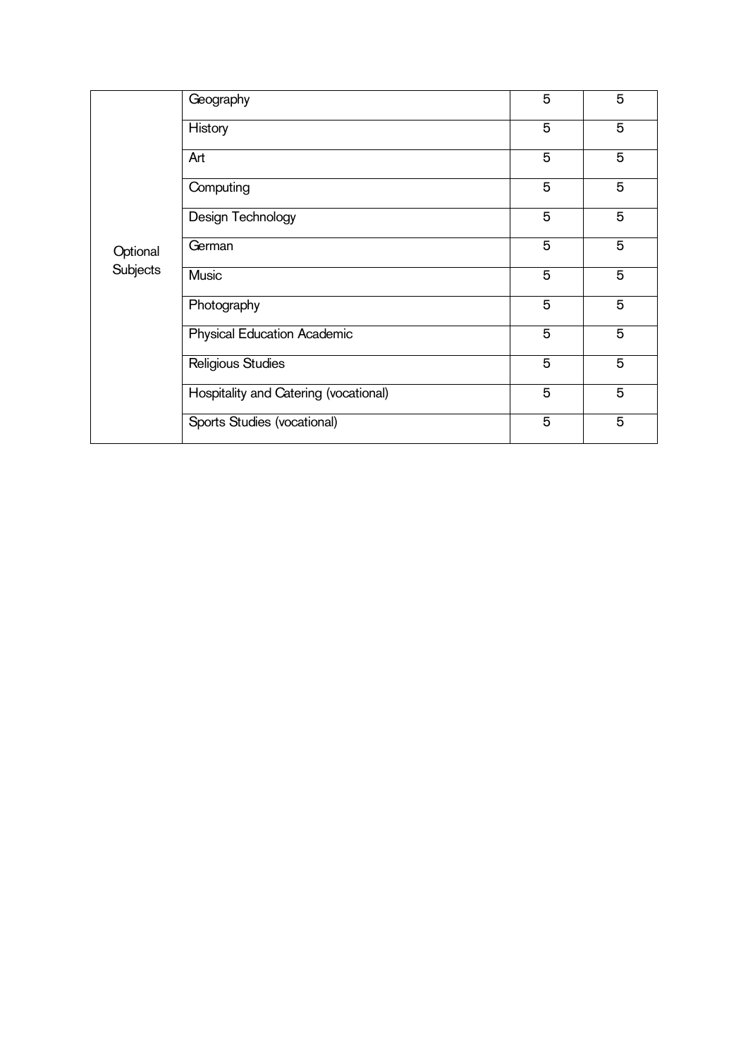| | | | |
|---|---|---|---|
| Optional Subjects | Geography | 5 | 5 |
| | History | 5 | 5 |
| | Art | 5 | 5 |
| | Computing | 5 | 5 |
| | Design Technology | 5 | 5 |
| | German | 5 | 5 |
| | Music | 5 | 5 |
| | Photography | 5 | 5 |
| | Physical Education Academic | 5 | 5 |
| | Religious Studies | 5 | 5 |
| | Hospitality and Catering (vocational) | 5 | 5 |
| | Sports Studies (vocational) | 5 | 5 |